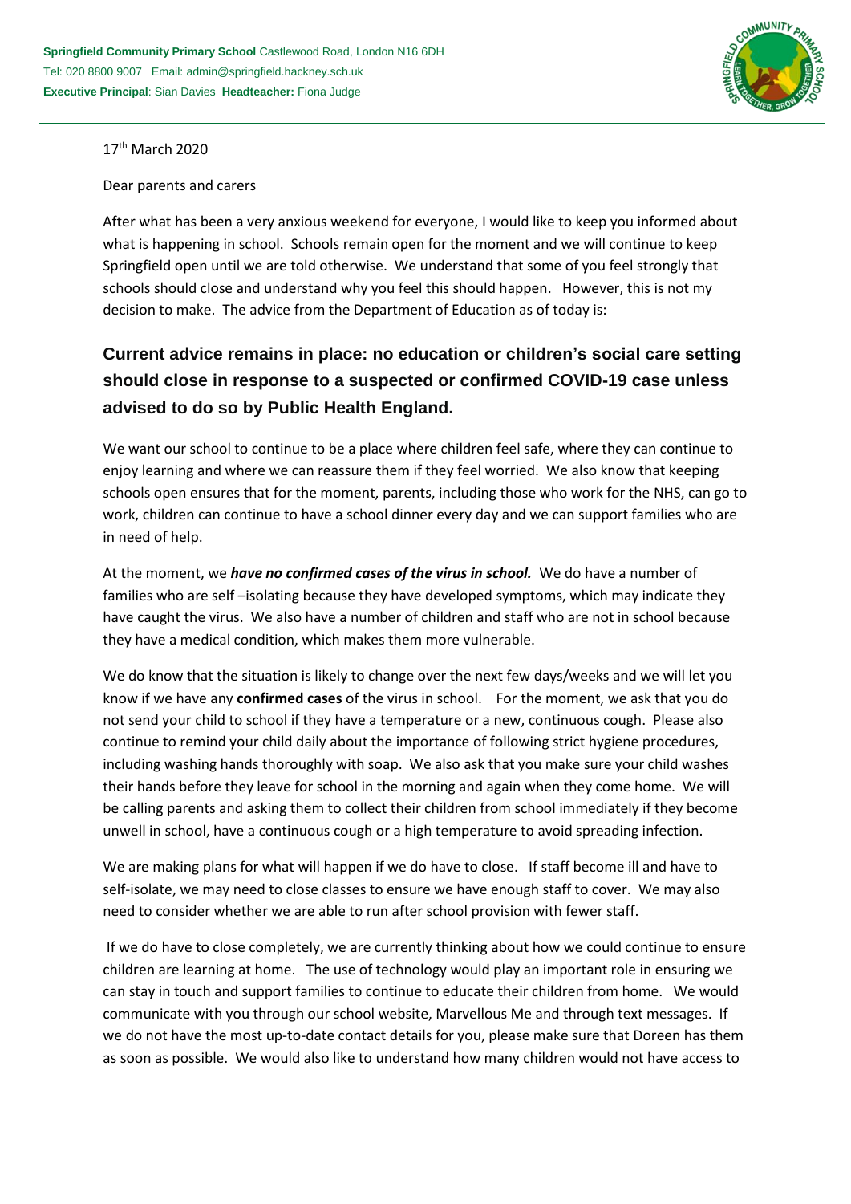**Springfield Community Primary School** Castlewood Road, London N16 6DH
Tel: 020 8800 9007 Email: admin@springfield.hackney.sch.uk
**Executive Principal**: Sian Davies **Headteacher:** Fiona Judge

17th March 2020

Dear parents and carers

After what has been a very anxious weekend for everyone, I would like to keep you informed about what is happening in school. Schools remain open for the moment and we will continue to keep Springfield open until we are told otherwise. We understand that some of you feel strongly that schools should close and understand why you feel this should happen. However, this is not my decision to make. The advice from the Department of Education as of today is:

**Current advice remains in place: no education or children's social care setting should close in response to a suspected or confirmed COVID-19 case unless advised to do so by Public Health England.**

We want our school to continue to be a place where children feel safe, where they can continue to enjoy learning and where we can reassure them if they feel worried. We also know that keeping schools open ensures that for the moment, parents, including those who work for the NHS, can go to work, children can continue to have a school dinner every day and we can support families who are in need of help.

At the moment, we ***have no confirmed cases of the virus in school.*** We do have a number of families who are self –isolating because they have developed symptoms, which may indicate they have caught the virus. We also have a number of children and staff who are not in school because they have a medical condition, which makes them more vulnerable.

We do know that the situation is likely to change over the next few days/weeks and we will let you know if we have any **confirmed cases** of the virus in school. For the moment, we ask that you do not send your child to school if they have a temperature or a new, continuous cough. Please also continue to remind your child daily about the importance of following strict hygiene procedures, including washing hands thoroughly with soap. We also ask that you make sure your child washes their hands before they leave for school in the morning and again when they come home. We will be calling parents and asking them to collect their children from school immediately if they become unwell in school, have a continuous cough or a high temperature to avoid spreading infection.

We are making plans for what will happen if we do have to close. If staff become ill and have to self-isolate, we may need to close classes to ensure we have enough staff to cover. We may also need to consider whether we are able to run after school provision with fewer staff.

If we do have to close completely, we are currently thinking about how we could continue to ensure children are learning at home. The use of technology would play an important role in ensuring we can stay in touch and support families to continue to educate their children from home. We would communicate with you through our school website, Marvellous Me and through text messages. If we do not have the most up-to-date contact details for you, please make sure that Doreen has them as soon as possible. We would also like to understand how many children would not have access to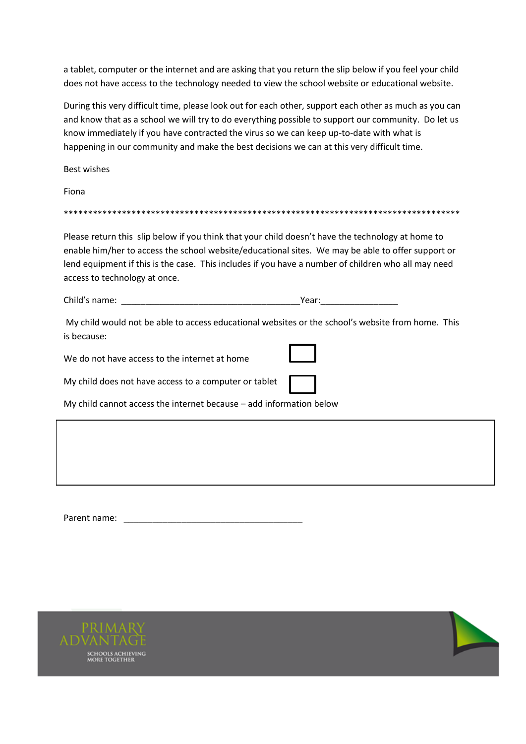a tablet, computer or the internet and are asking that you return the slip below if you feel your child does not have access to the technology needed to view the school website or educational website.

During this very difficult time, please look out for each other, support each other as much as you can and know that as a school we will try to do everything possible to support our community. Do let us know immediately if you have contracted the virus so we can keep up-to-date with what is happening in our community and make the best decisions we can at this very difficult time.

Best wishes

Fiona

************************************************************************************

Please return this slip below if you think that your child doesn't have the technology at home to enable him/her to access the school website/educational sites. We may be able to offer support or lend equipment if this is the case. This includes if you have a number of children who all may need access to technology at once.

Child's name: _____________________________________Year:________________

My child would not be able to access educational websites or the school's website from home. This is because:

We do not have access to the internet at home ☐

My child does not have access to a computer or tablet ☐

My child cannot access the internet because – add information below

Parent name: _____________________________________